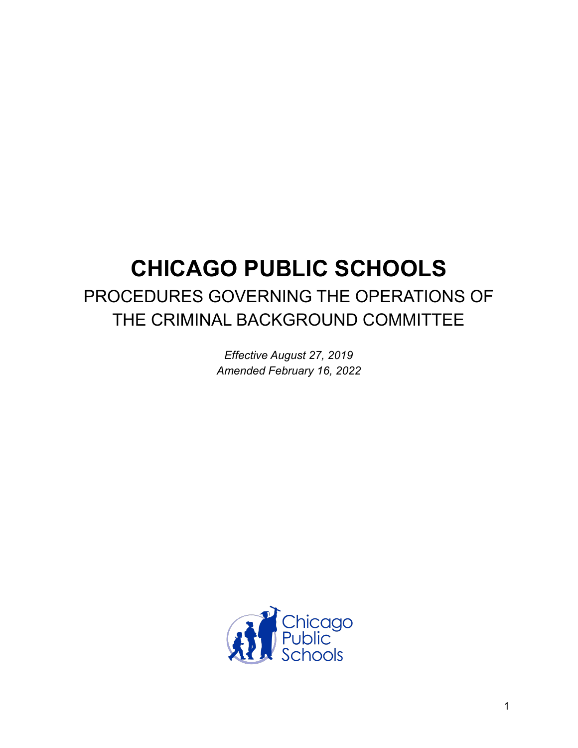# CHICAGO PUBLIC SCHOOLS

## PROCEDURES GOVERNING THE OPERATIONS OF THE CRIMINAL BACKGROUND COMMITTEE

*Effective August 27, 2019*
*Amended February 16, 2022*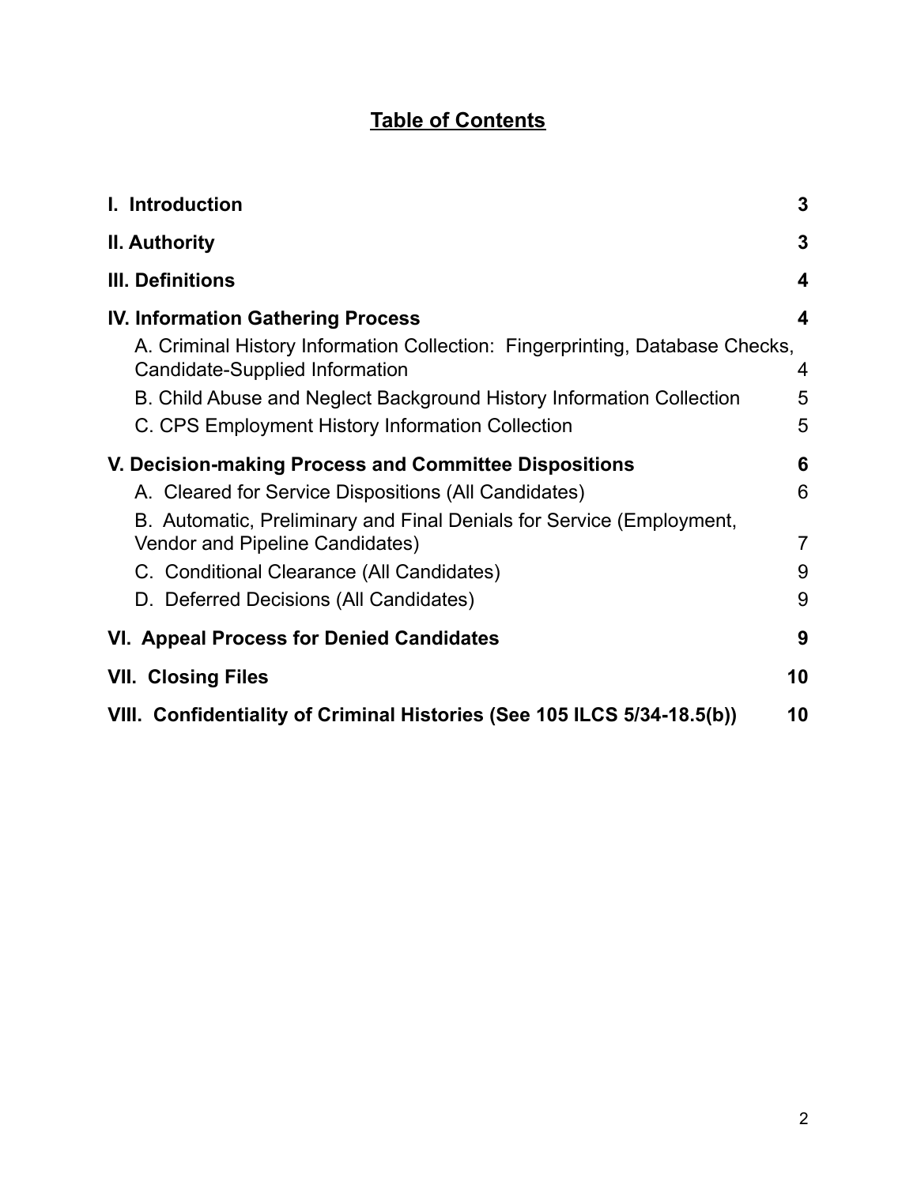## Table of Contents

| | |
|---|---|
| **I. Introduction** | **3** |
| **II. Authority** | **3** |
| **III. Definitions** | **4** |
| **IV. Information Gathering Process** | **4** |
| A. Criminal History Information Collection: Fingerprinting, Database Checks, Candidate-Supplied Information | 4 |
| B. Child Abuse and Neglect Background History Information Collection | 5 |
| C. CPS Employment History Information Collection | 5 |
| **V. Decision-making Process and Committee Dispositions** | **6** |
| A. Cleared for Service Dispositions (All Candidates) | 6 |
| B. Automatic, Preliminary and Final Denials for Service (Employment, Vendor and Pipeline Candidates) | 7 |
| C. Conditional Clearance (All Candidates) | 9 |
| D. Deferred Decisions (All Candidates) | 9 |
| **VI. Appeal Process for Denied Candidates** | **9** |
| **VII. Closing Files** | **10** |
| **VIII. Confidentiality of Criminal Histories (See 105 ILCS 5/34-18.5(b))** | **10** |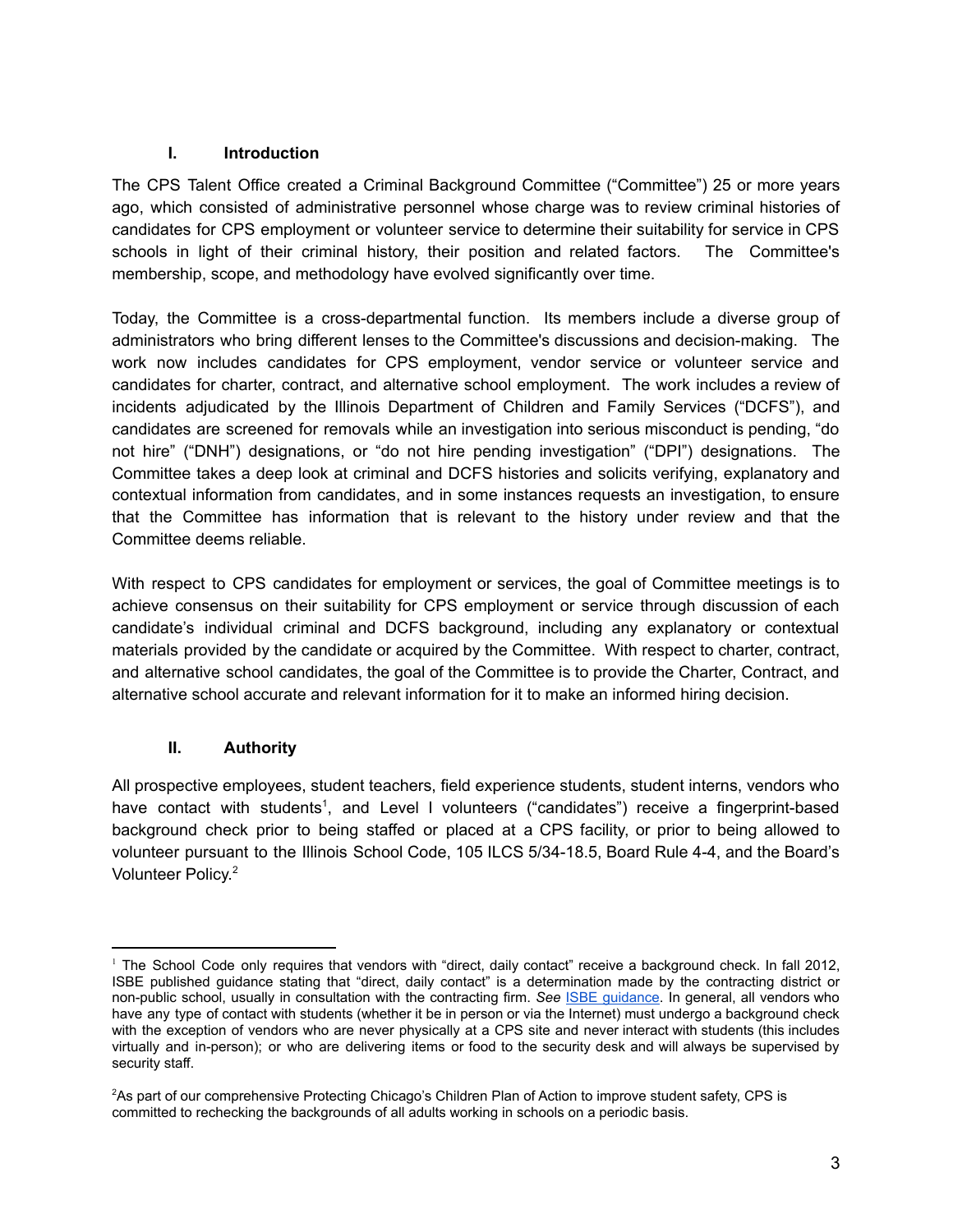## I. Introduction

The CPS Talent Office created a Criminal Background Committee ("Committee") 25 or more years ago, which consisted of administrative personnel whose charge was to review criminal histories of candidates for CPS employment or volunteer service to determine their suitability for service in CPS schools in light of their criminal history, their position and related factors. The Committee's membership, scope, and methodology have evolved significantly over time.

Today, the Committee is a cross-departmental function. Its members include a diverse group of administrators who bring different lenses to the Committee's discussions and decision-making. The work now includes candidates for CPS employment, vendor service or volunteer service and candidates for charter, contract, and alternative school employment. The work includes a review of incidents adjudicated by the Illinois Department of Children and Family Services ("DCFS"), and candidates are screened for removals while an investigation into serious misconduct is pending, "do not hire" ("DNH") designations, or "do not hire pending investigation" ("DPI") designations. The Committee takes a deep look at criminal and DCFS histories and solicits verifying, explanatory and contextual information from candidates, and in some instances requests an investigation, to ensure that the Committee has information that is relevant to the history under review and that the Committee deems reliable.

With respect to CPS candidates for employment or services, the goal of Committee meetings is to achieve consensus on their suitability for CPS employment or service through discussion of each candidate's individual criminal and DCFS background, including any explanatory or contextual materials provided by the candidate or acquired by the Committee. With respect to charter, contract, and alternative school candidates, the goal of the Committee is to provide the Charter, Contract, and alternative school accurate and relevant information for it to make an informed hiring decision.

## II. Authority

All prospective employees, student teachers, field experience students, student interns, vendors who have contact with students[1], and Level I volunteers ("candidates") receive a fingerprint-based background check prior to being staffed or placed at a CPS facility, or prior to being allowed to volunteer pursuant to the Illinois School Code, 105 ILCS 5/34-18.5, Board Rule 4-4, and the Board's Volunteer Policy.[2]

---

[1] The School Code only requires that vendors with "direct, daily contact" receive a background check. In fall 2012, ISBE published guidance stating that "direct, daily contact" is a determination made by the contracting district or non-public school, usually in consultation with the contracting firm. *See* ISBE guidance. In general, all vendors who have any type of contact with students (whether it be in person or via the Internet) must undergo a background check with the exception of vendors who are never physically at a CPS site and never interact with students (this includes virtually and in-person); or who are delivering items or food to the security desk and will always be supervised by security staff.

[2] As part of our comprehensive Protecting Chicago's Children Plan of Action to improve student safety, CPS is committed to rechecking the backgrounds of all adults working in schools on a periodic basis.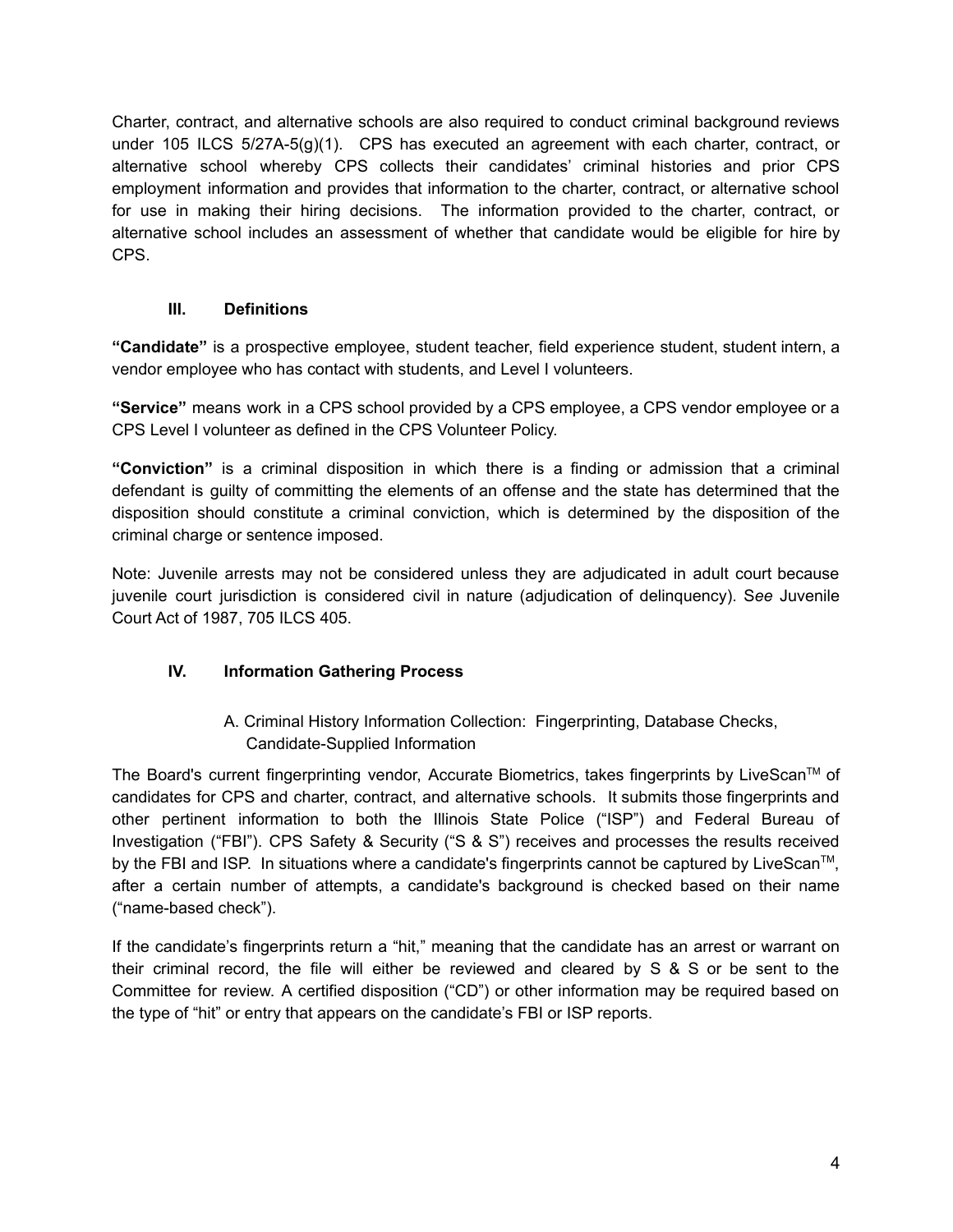Charter, contract, and alternative schools are also required to conduct criminal background reviews under 105 ILCS 5/27A-5(g)(1). CPS has executed an agreement with each charter, contract, or alternative school whereby CPS collects their candidates' criminal histories and prior CPS employment information and provides that information to the charter, contract, or alternative school for use in making their hiring decisions. The information provided to the charter, contract, or alternative school includes an assessment of whether that candidate would be eligible for hire by CPS.

## III. Definitions

**"Candidate"** is a prospective employee, student teacher, field experience student, student intern, a vendor employee who has contact with students, and Level I volunteers.

**"Service"** means work in a CPS school provided by a CPS employee, a CPS vendor employee or a CPS Level I volunteer as defined in the CPS Volunteer Policy.

**"Conviction"** is a criminal disposition in which there is a finding or admission that a criminal defendant is guilty of committing the elements of an offense and the state has determined that the disposition should constitute a criminal conviction, which is determined by the disposition of the criminal charge or sentence imposed.

Note: Juvenile arrests may not be considered unless they are adjudicated in adult court because juvenile court jurisdiction is considered civil in nature (adjudication of delinquency). S*ee* Juvenile Court Act of 1987, 705 ILCS 405.

## IV. Information Gathering Process

### A. Criminal History Information Collection: Fingerprinting, Database Checks, Candidate-Supplied Information

The Board's current fingerprinting vendor, Accurate Biometrics, takes fingerprints by LiveScan™ of candidates for CPS and charter, contract, and alternative schools. It submits those fingerprints and other pertinent information to both the Illinois State Police ("ISP") and Federal Bureau of Investigation ("FBI"). CPS Safety & Security ("S & S") receives and processes the results received by the FBI and ISP. In situations where a candidate's fingerprints cannot be captured by LiveScan™, after a certain number of attempts, a candidate's background is checked based on their name ("name-based check").

If the candidate's fingerprints return a "hit," meaning that the candidate has an arrest or warrant on their criminal record, the file will either be reviewed and cleared by S & S or be sent to the Committee for review. A certified disposition ("CD") or other information may be required based on the type of "hit" or entry that appears on the candidate's FBI or ISP reports.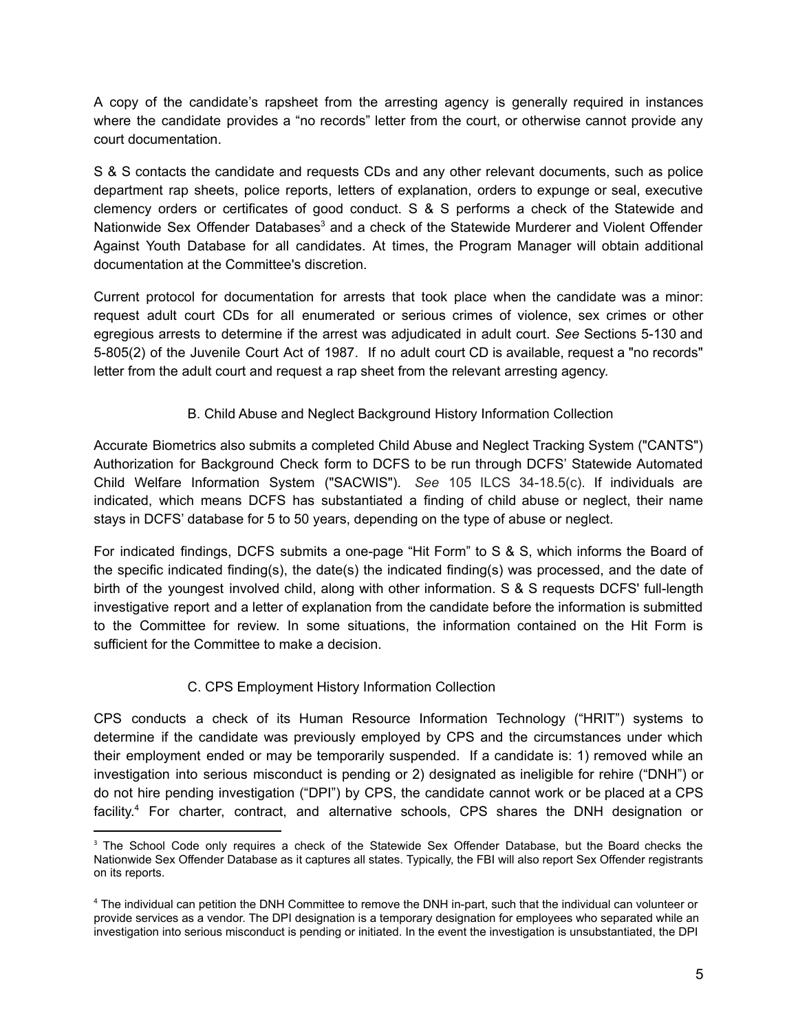A copy of the candidate's rapsheet from the arresting agency is generally required in instances where the candidate provides a "no records" letter from the court, or otherwise cannot provide any court documentation.

S & S contacts the candidate and requests CDs and any other relevant documents, such as police department rap sheets, police reports, letters of explanation, orders to expunge or seal, executive clemency orders or certificates of good conduct. S & S performs a check of the Statewide and Nationwide Sex Offender Databases[3] and a check of the Statewide Murderer and Violent Offender Against Youth Database for all candidates. At times, the Program Manager will obtain additional documentation at the Committee's discretion.

Current protocol for documentation for arrests that took place when the candidate was a minor: request adult court CDs for all enumerated or serious crimes of violence, sex crimes or other egregious arrests to determine if the arrest was adjudicated in adult court. *See* Sections 5-130 and 5-805(2) of the Juvenile Court Act of 1987. If no adult court CD is available, request a "no records" letter from the adult court and request a rap sheet from the relevant arresting agency.

### B. Child Abuse and Neglect Background History Information Collection

Accurate Biometrics also submits a completed Child Abuse and Neglect Tracking System ("CANTS") Authorization for Background Check form to DCFS to be run through DCFS' Statewide Automated Child Welfare Information System ("SACWIS"). *See* 105 ILCS 34-18.5(c). If individuals are indicated, which means DCFS has substantiated a finding of child abuse or neglect, their name stays in DCFS' database for 5 to 50 years, depending on the type of abuse or neglect.

For indicated findings, DCFS submits a one-page "Hit Form" to S & S, which informs the Board of the specific indicated finding(s), the date(s) the indicated finding(s) was processed, and the date of birth of the youngest involved child, along with other information. S & S requests DCFS' full-length investigative report and a letter of explanation from the candidate before the information is submitted to the Committee for review. In some situations, the information contained on the Hit Form is sufficient for the Committee to make a decision.

### C. CPS Employment History Information Collection

CPS conducts a check of its Human Resource Information Technology ("HRIT") systems to determine if the candidate was previously employed by CPS and the circumstances under which their employment ended or may be temporarily suspended. If a candidate is: 1) removed while an investigation into serious misconduct is pending or 2) designated as ineligible for rehire ("DNH") or do not hire pending investigation ("DPI") by CPS, the candidate cannot work or be placed at a CPS facility.[4] For charter, contract, and alternative schools, CPS shares the DNH designation or

---

[3] The School Code only requires a check of the Statewide Sex Offender Database, but the Board checks the Nationwide Sex Offender Database as it captures all states. Typically, the FBI will also report Sex Offender registrants on its reports.

[4] The individual can petition the DNH Committee to remove the DNH in-part, such that the individual can volunteer or provide services as a vendor. The DPI designation is a temporary designation for employees who separated while an investigation into serious misconduct is pending or initiated. In the event the investigation is unsubstantiated, the DPI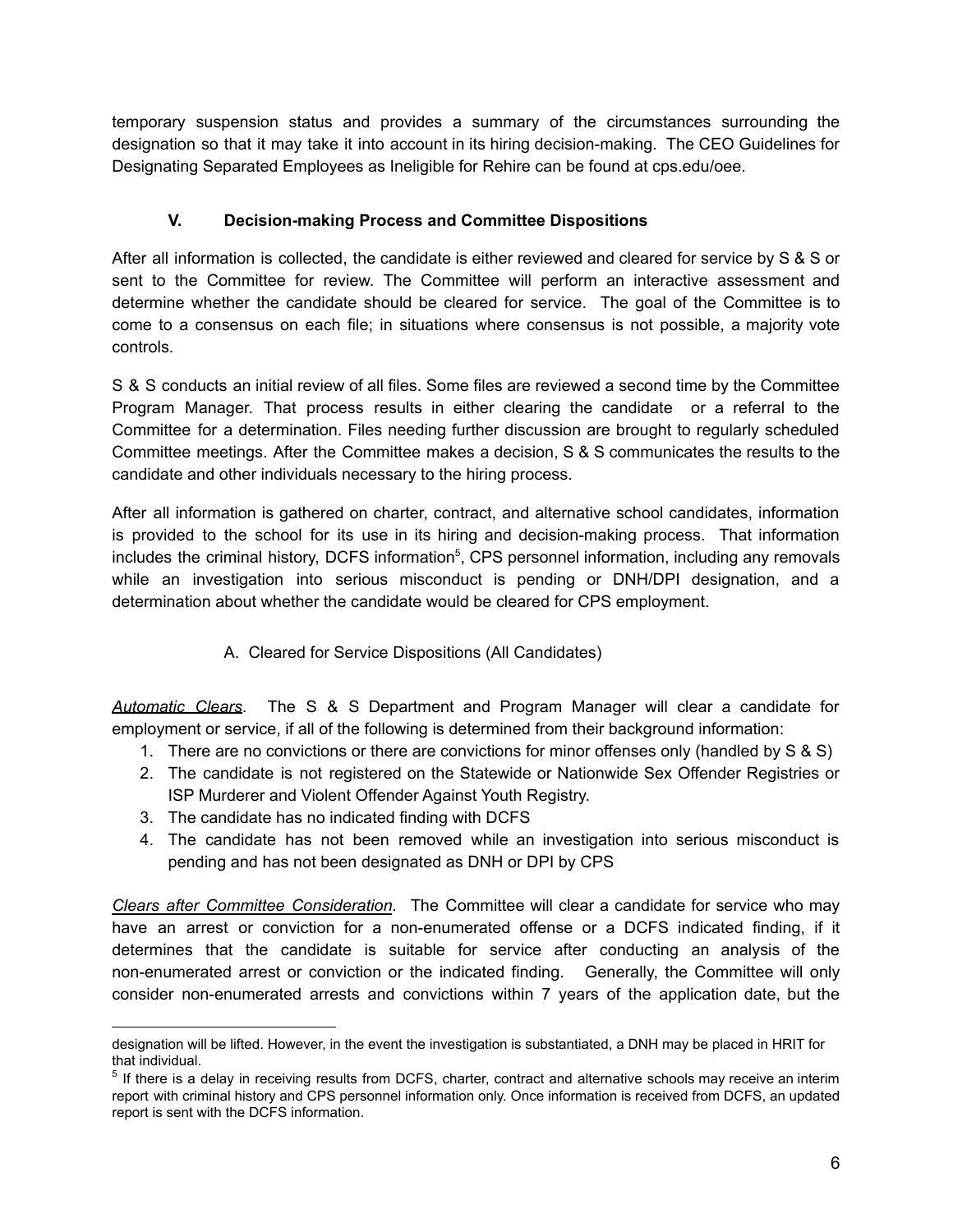temporary suspension status and provides a summary of the circumstances surrounding the designation so that it may take it into account in its hiring decision-making. The CEO Guidelines for Designating Separated Employees as Ineligible for Rehire can be found at cps.edu/oee.

## V. Decision-making Process and Committee Dispositions

After all information is collected, the candidate is either reviewed and cleared for service by S & S or sent to the Committee for review. The Committee will perform an interactive assessment and determine whether the candidate should be cleared for service. The goal of the Committee is to come to a consensus on each file; in situations where consensus is not possible, a majority vote controls.

S & S conducts an initial review of all files. Some files are reviewed a second time by the Committee Program Manager. That process results in either clearing the candidate or a referral to the Committee for a determination. Files needing further discussion are brought to regularly scheduled Committee meetings. After the Committee makes a decision, S & S communicates the results to the candidate and other individuals necessary to the hiring process.

After all information is gathered on charter, contract, and alternative school candidates, information is provided to the school for its use in its hiring and decision-making process. That information includes the criminal history, DCFS information[5], CPS personnel information, including any removals while an investigation into serious misconduct is pending or DNH/DPI designation, and a determination about whether the candidate would be cleared for CPS employment.

### A. Cleared for Service Dispositions (All Candidates)

***Automatic Clears***. The S & S Department and Program Manager will clear a candidate for employment or service, if all of the following is determined from their background information:

1. There are no convictions or there are convictions for minor offenses only (handled by S & S)
2. The candidate is not registered on the Statewide or Nationwide Sex Offender Registries or ISP Murderer and Violent Offender Against Youth Registry.
3. The candidate has no indicated finding with DCFS
4. The candidate has not been removed while an investigation into serious misconduct is pending and has not been designated as DNH or DPI by CPS

***Clears after Committee Consideration***. The Committee will clear a candidate for service who may have an arrest or conviction for a non-enumerated offense or a DCFS indicated finding, if it determines that the candidate is suitable for service after conducting an analysis of the non-enumerated arrest or conviction or the indicated finding. Generally, the Committee will only consider non-enumerated arrests and convictions within 7 years of the application date, but the

---

designation will be lifted. However, in the event the investigation is substantiated, a DNH may be placed in HRIT for that individual.

[5] If there is a delay in receiving results from DCFS, charter, contract and alternative schools may receive an interim report with criminal history and CPS personnel information only. Once information is received from DCFS, an updated report is sent with the DCFS information.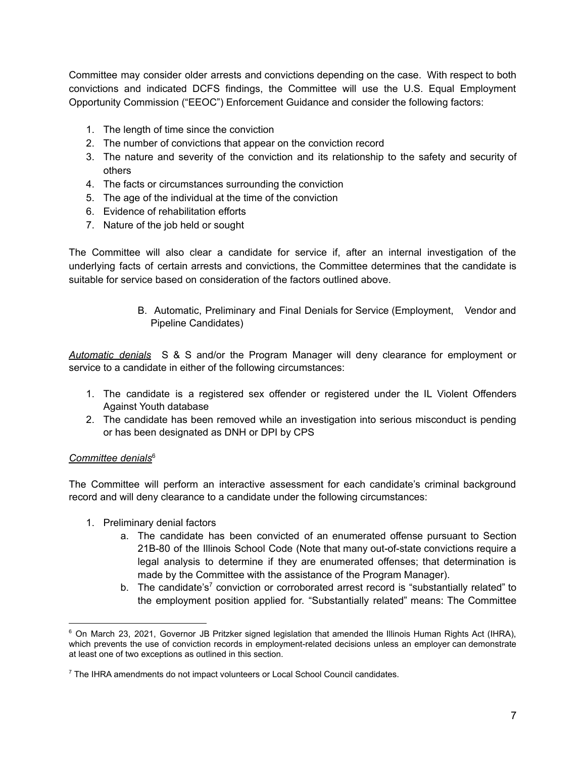Committee may consider older arrests and convictions depending on the case. With respect to both convictions and indicated DCFS findings, the Committee will use the U.S. Equal Employment Opportunity Commission ("EEOC") Enforcement Guidance and consider the following factors:

1. The length of time since the conviction
2. The number of convictions that appear on the conviction record
3. The nature and severity of the conviction and its relationship to the safety and security of others
4. The facts or circumstances surrounding the conviction
5. The age of the individual at the time of the conviction
6. Evidence of rehabilitation efforts
7. Nature of the job held or sought

The Committee will also clear a candidate for service if, after an internal investigation of the underlying facts of certain arrests and convictions, the Committee determines that the candidate is suitable for service based on consideration of the factors outlined above.

### B. Automatic, Preliminary and Final Denials for Service (Employment, Vendor and Pipeline Candidates)

***Automatic denials*** S & S and/or the Program Manager will deny clearance for employment or service to a candidate in either of the following circumstances:

1. The candidate is a registered sex offender or registered under the IL Violent Offenders Against Youth database
2. The candidate has been removed while an investigation into serious misconduct is pending or has been designated as DNH or DPI by CPS

***Committee denials***[6]

The Committee will perform an interactive assessment for each candidate's criminal background record and will deny clearance to a candidate under the following circumstances:

1. Preliminary denial factors
   a. The candidate has been convicted of an enumerated offense pursuant to Section 21B-80 of the Illinois School Code (Note that many out-of-state convictions require a legal analysis to determine if they are enumerated offenses; that determination is made by the Committee with the assistance of the Program Manager).
   b. The candidate's[7] conviction or corroborated arrest record is "substantially related" to the employment position applied for. "Substantially related" means: The Committee

---

[6] On March 23, 2021, Governor JB Pritzker signed legislation that amended the Illinois Human Rights Act (IHRA), which prevents the use of conviction records in employment-related decisions unless an employer can demonstrate at least one of two exceptions as outlined in this section.

[7] The IHRA amendments do not impact volunteers or Local School Council candidates.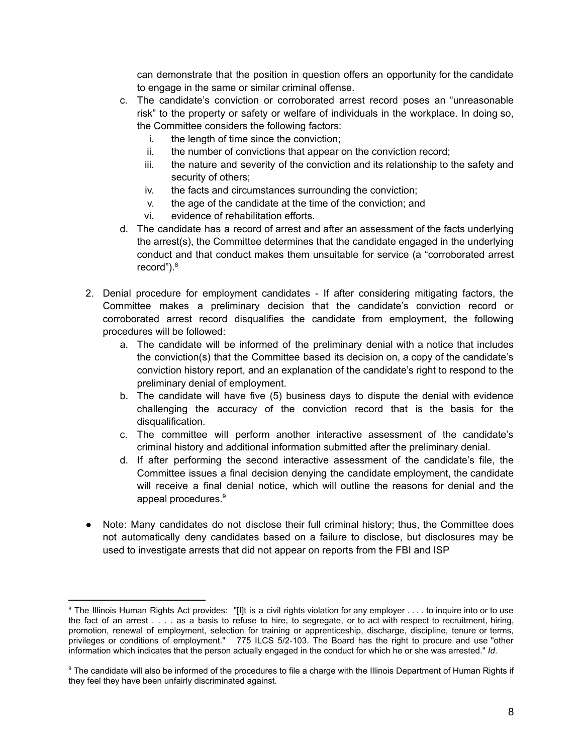can demonstrate that the position in question offers an opportunity for the candidate to engage in the same or similar criminal offense.

   c. The candidate's conviction or corroborated arrest record poses an "unreasonable risk" to the property or safety or welfare of individuals in the workplace. In doing so, the Committee considers the following factors:
      i. the length of time since the conviction;
      ii. the number of convictions that appear on the conviction record;
      iii. the nature and severity of the conviction and its relationship to the safety and security of others;
      iv. the facts and circumstances surrounding the conviction;
      v. the age of the candidate at the time of the conviction; and
      vi. evidence of rehabilitation efforts.
   d. The candidate has a record of arrest and after an assessment of the facts underlying the arrest(s), the Committee determines that the candidate engaged in the underlying conduct and that conduct makes them unsuitable for service (a "corroborated arrest record").[8]

2. Denial procedure for employment candidates - If after considering mitigating factors, the Committee makes a preliminary decision that the candidate's conviction record or corroborated arrest record disqualifies the candidate from employment, the following procedures will be followed:
   a. The candidate will be informed of the preliminary denial with a notice that includes the conviction(s) that the Committee based its decision on, a copy of the candidate's conviction history report, and an explanation of the candidate's right to respond to the preliminary denial of employment.
   b. The candidate will have five (5) business days to dispute the denial with evidence challenging the accuracy of the conviction record that is the basis for the disqualification.
   c. The committee will perform another interactive assessment of the candidate's criminal history and additional information submitted after the preliminary denial.
   d. If after performing the second interactive assessment of the candidate's file, the Committee issues a final decision denying the candidate employment, the candidate will receive a final denial notice, which will outline the reasons for denial and the appeal procedures.[9]

- Note: Many candidates do not disclose their full criminal history; thus, the Committee does not automatically deny candidates based on a failure to disclose, but disclosures may be used to investigate arrests that did not appear on reports from the FBI and ISP

---

[8] The Illinois Human Rights Act provides: "[I]t is a civil rights violation for any employer . . . . to inquire into or to use the fact of an arrest . . . . as a basis to refuse to hire, to segregate, or to act with respect to recruitment, hiring, promotion, renewal of employment, selection for training or apprenticeship, discharge, discipline, tenure or terms, privileges or conditions of employment." 775 ILCS 5/2-103. The Board has the right to procure and use "other information which indicates that the person actually engaged in the conduct for which he or she was arrested." *Id.*

[9] The candidate will also be informed of the procedures to file a charge with the Illinois Department of Human Rights if they feel they have been unfairly discriminated against.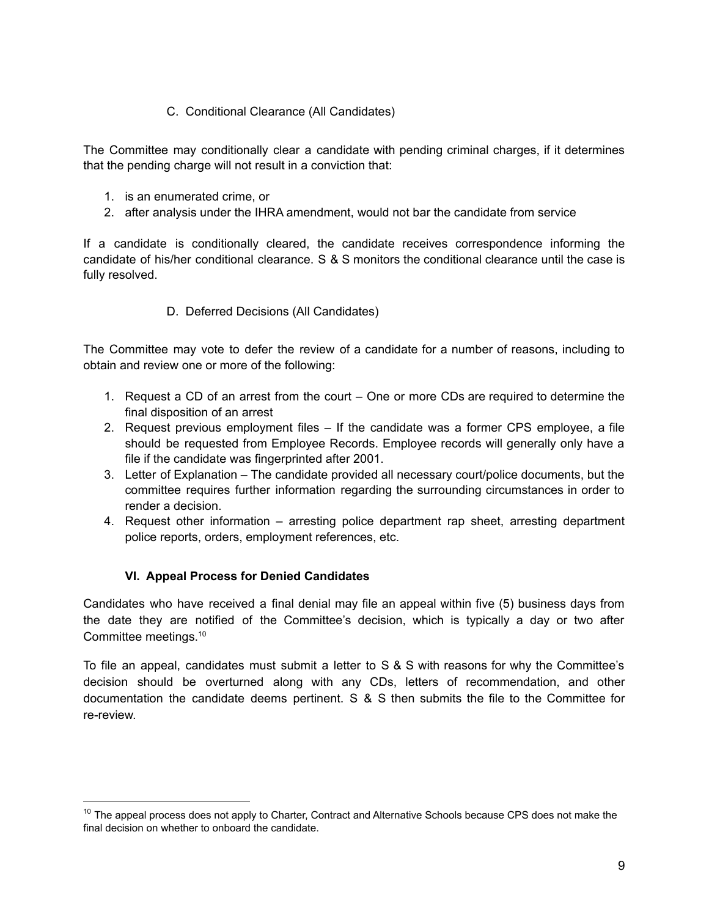### C. Conditional Clearance (All Candidates)

The Committee may conditionally clear a candidate with pending criminal charges, if it determines that the pending charge will not result in a conviction that:

1. is an enumerated crime, or
2. after analysis under the IHRA amendment, would not bar the candidate from service

If a candidate is conditionally cleared, the candidate receives correspondence informing the candidate of his/her conditional clearance. S & S monitors the conditional clearance until the case is fully resolved.

### D. Deferred Decisions (All Candidates)

The Committee may vote to defer the review of a candidate for a number of reasons, including to obtain and review one or more of the following:

1. Request a CD of an arrest from the court – One or more CDs are required to determine the final disposition of an arrest
2. Request previous employment files – If the candidate was a former CPS employee, a file should be requested from Employee Records. Employee records will generally only have a file if the candidate was fingerprinted after 2001.
3. Letter of Explanation – The candidate provided all necessary court/police documents, but the committee requires further information regarding the surrounding circumstances in order to render a decision.
4. Request other information – arresting police department rap sheet, arresting department police reports, orders, employment references, etc.

## VI. Appeal Process for Denied Candidates

Candidates who have received a final denial may file an appeal within five (5) business days from the date they are notified of the Committee's decision, which is typically a day or two after Committee meetings.[10]

To file an appeal, candidates must submit a letter to S & S with reasons for why the Committee's decision should be overturned along with any CDs, letters of recommendation, and other documentation the candidate deems pertinent. S & S then submits the file to the Committee for re-review.

---

[10] The appeal process does not apply to Charter, Contract and Alternative Schools because CPS does not make the final decision on whether to onboard the candidate.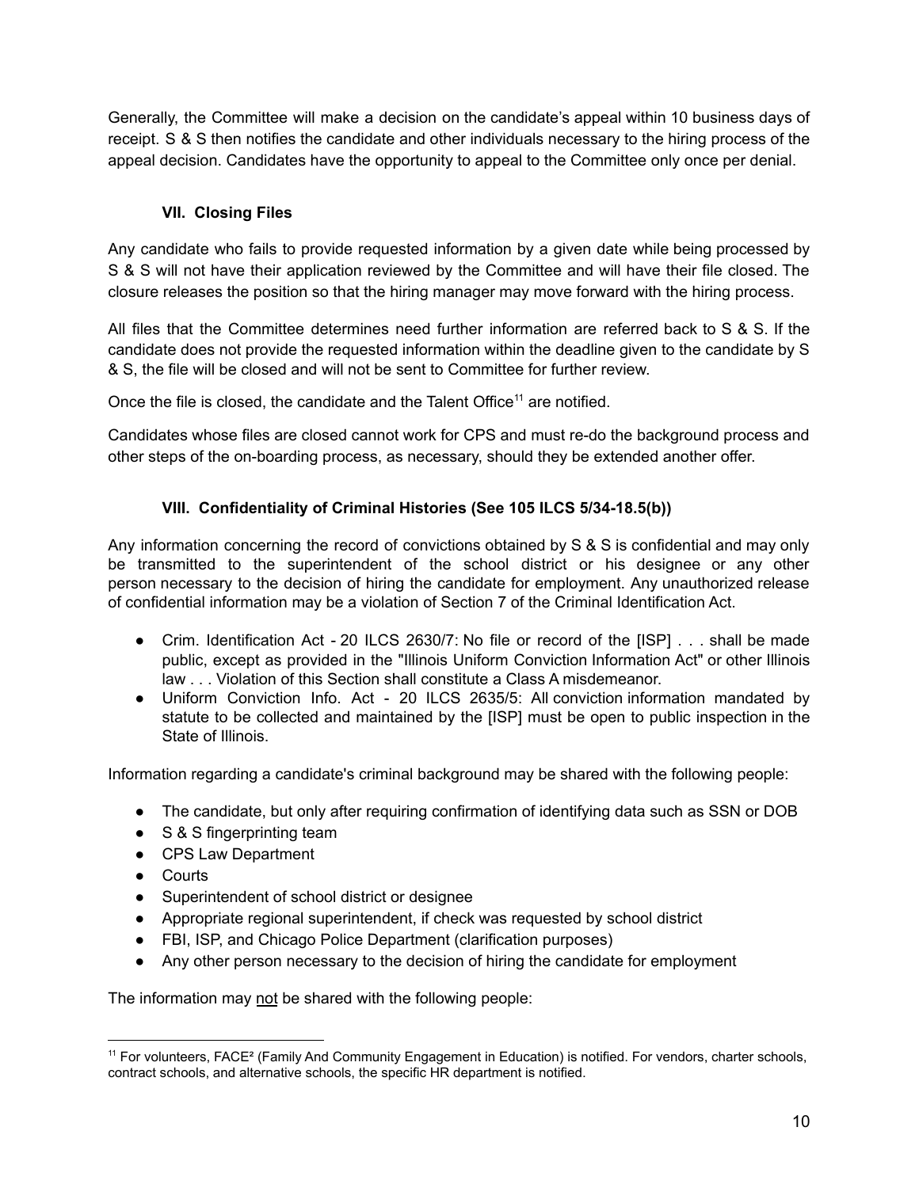Generally, the Committee will make a decision on the candidate's appeal within 10 business days of receipt. S & S then notifies the candidate and other individuals necessary to the hiring process of the appeal decision. Candidates have the opportunity to appeal to the Committee only once per denial.

### VII. Closing Files

Any candidate who fails to provide requested information by a given date while being processed by S & S will not have their application reviewed by the Committee and will have their file closed. The closure releases the position so that the hiring manager may move forward with the hiring process.

All files that the Committee determines need further information are referred back to S & S. If the candidate does not provide the requested information within the deadline given to the candidate by S & S, the file will be closed and will not be sent to Committee for further review.

Once the file is closed, the candidate and the Talent Office[11] are notified.

Candidates whose files are closed cannot work for CPS and must re-do the background process and other steps of the on-boarding process, as necessary, should they be extended another offer.

### VIII. Confidentiality of Criminal Histories (See 105 ILCS 5/34-18.5(b))

Any information concerning the record of convictions obtained by S & S is confidential and may only be transmitted to the superintendent of the school district or his designee or any other person necessary to the decision of hiring the candidate for employment. Any unauthorized release of confidential information may be a violation of Section 7 of the Criminal Identification Act.

- Crim. Identification Act - 20 ILCS 2630/7: No file or record of the [ISP] . . . shall be made public, except as provided in the "Illinois Uniform Conviction Information Act" or other Illinois law . . . Violation of this Section shall constitute a Class A misdemeanor.
- Uniform Conviction Info. Act - 20 ILCS 2635/5: All conviction information mandated by statute to be collected and maintained by the [ISP] must be open to public inspection in the State of Illinois.

Information regarding a candidate's criminal background may be shared with the following people:

- The candidate, but only after requiring confirmation of identifying data such as SSN or DOB
- S & S fingerprinting team
- CPS Law Department
- Courts
- Superintendent of school district or designee
- Appropriate regional superintendent, if check was requested by school district
- FBI, ISP, and Chicago Police Department (clarification purposes)
- Any other person necessary to the decision of hiring the candidate for employment

The information may <u>not</u> be shared with the following people:

---

[11] For volunteers, FACE² (Family And Community Engagement in Education) is notified. For vendors, charter schools, contract schools, and alternative schools, the specific HR department is notified.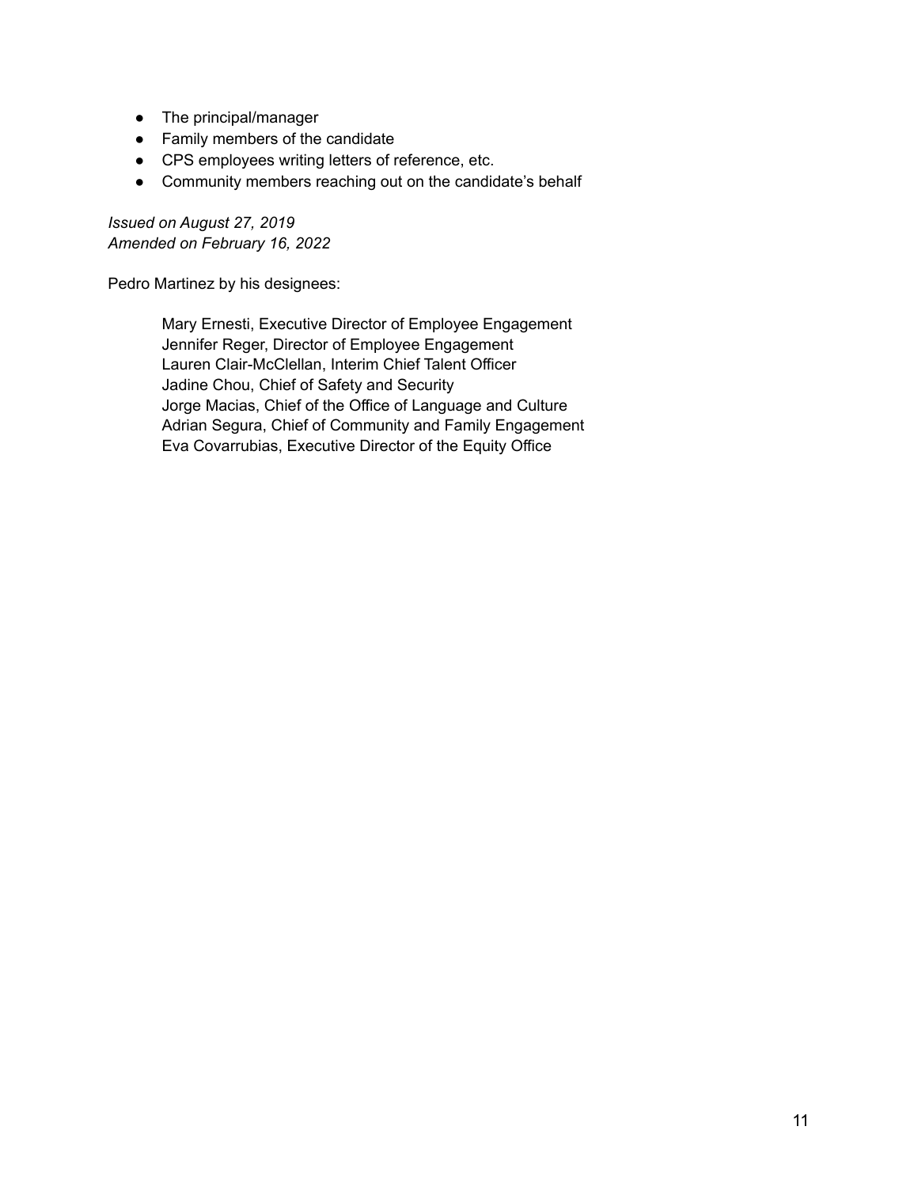- The principal/manager
- Family members of the candidate
- CPS employees writing letters of reference, etc.
- Community members reaching out on the candidate's behalf

*Issued on August 27, 2019*
*Amended on February 16, 2022*

Pedro Martinez by his designees:

Mary Ernesti, Executive Director of Employee Engagement
Jennifer Reger, Director of Employee Engagement
Lauren Clair-McClellan, Interim Chief Talent Officer
Jadine Chou, Chief of Safety and Security
Jorge Macias, Chief of the Office of Language and Culture
Adrian Segura, Chief of Community and Family Engagement
Eva Covarrubias, Executive Director of the Equity Office